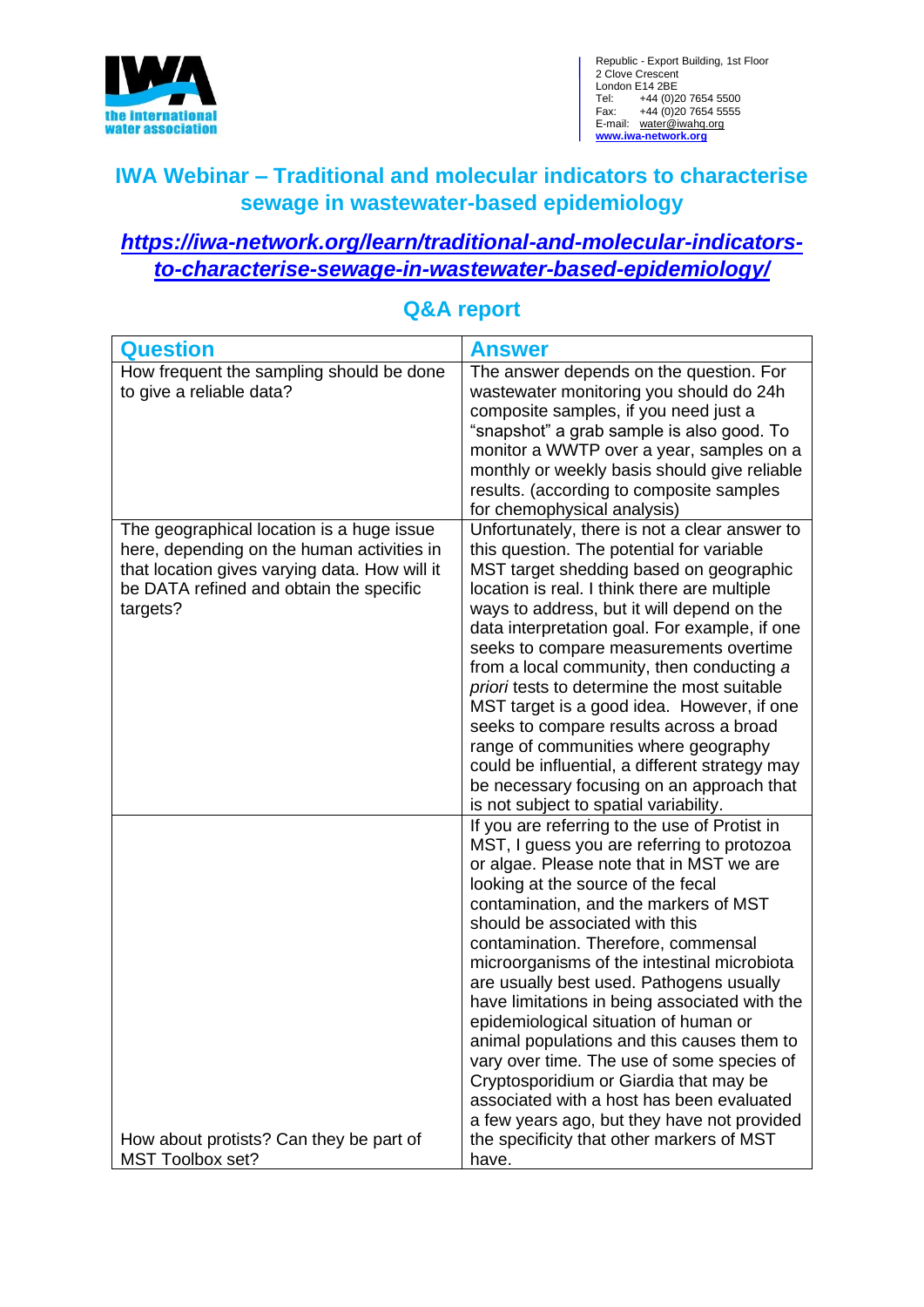the international water association

Republic - Export Building, 1st Floor
2 Clove Crescent
London E14 2BE
Tel: +44 (0)20 7654 5500
Fax: +44 (0)20 7654 5555
E-mail: water@iwahq.org
www.iwa-network.org

# IWA Webinar – Traditional and molecular indicators to characterise sewage in wastewater-based epidemiology

## *https://iwa-network.org/learn/traditional-and-molecular-indicators-to-characterise-sewage-in-wastewater-based-epidemiology/*

## Q&A report

| Question | Answer |
| --- | --- |
| How frequent the sampling should be done to give a reliable data? | The answer depends on the question. For wastewater monitoring you should do 24h composite samples, if you need just a "snapshot" a grab sample is also good. To monitor a WWTP over a year, samples on a monthly or weekly basis should give reliable results. (according to composite samples for chemophysical analysis) |
| The geographical location is a huge issue here, depending on the human activities in that location gives varying data. How will it be DATA refined and obtain the specific targets? | Unfortunately, there is not a clear answer to this question. The potential for variable MST target shedding based on geographic location is real. I think there are multiple ways to address, but it will depend on the data interpretation goal. For example, if one seeks to compare measurements overtime from a local community, then conducting *a priori* tests to determine the most suitable MST target is a good idea. However, if one seeks to compare results across a broad range of communities where geography could be influential, a different strategy may be necessary focusing on an approach that is not subject to spatial variability. |
| How about protists? Can they be part of MST Toolbox set? | If you are referring to the use of Protist in MST, I guess you are referring to protozoa or algae. Please note that in MST we are looking at the source of the fecal contamination, and the markers of MST should be associated with this contamination. Therefore, commensal microorganisms of the intestinal microbiota are usually best used. Pathogens usually have limitations in being associated with the epidemiological situation of human or animal populations and this causes them to vary over time. The use of some species of Cryptosporidium or Giardia that may be associated with a host has been evaluated a few years ago, but they have not provided the specificity that other markers of MST have. |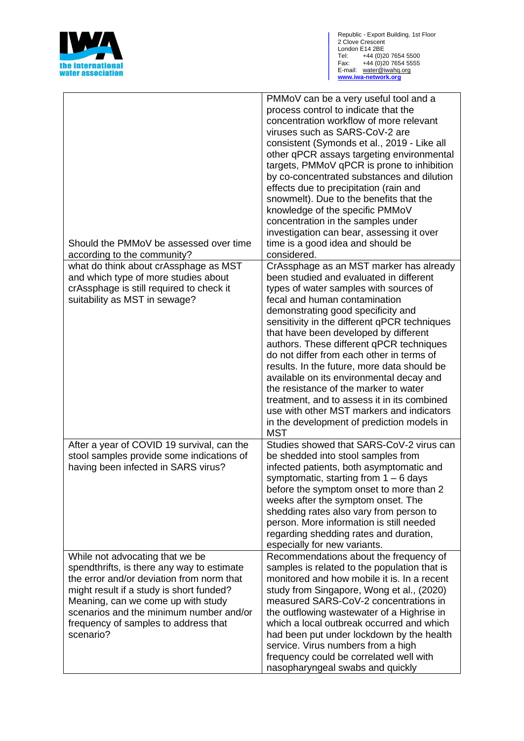| | |
|---|---|
| Should the PMMoV be assessed over time according to the community? | PMMoV can be a very useful tool and a process control to indicate that the concentration workflow of more relevant viruses such as SARS-CoV-2 are consistent (Symonds et al., 2019 - Like all other qPCR assays targeting environmental targets, PMMoV qPCR is prone to inhibition by co-concentrated substances and dilution effects due to precipitation (rain and snowmelt). Due to the benefits that the knowledge of the specific PMMoV concentration in the samples under investigation can bear, assessing it over time is a good idea and should be considered. |
| what do think about crAssphage as MST and which type of more studies about crAssphage is still required to check it suitability as MST in sewage? | CrAssphage as an MST marker has already been studied and evaluated in different types of water samples with sources of fecal and human contamination demonstrating good specificity and sensitivity in the different qPCR techniques that have been developed by different authors. These different qPCR techniques do not differ from each other in terms of results. In the future, more data should be available on its environmental decay and the resistance of the marker to water treatment, and to assess it in its combined use with other MST markers and indicators in the development of prediction models in MST |
| After a year of COVID 19 survival, can the stool samples provide some indications of having been infected in SARS virus? | Studies showed that SARS-CoV-2 virus can be shedded into stool samples from infected patients, both asymptomatic and symptomatic, starting from 1 – 6 days before the symptom onset to more than 2 weeks after the symptom onset. The shedding rates also vary from person to person. More information is still needed regarding shedding rates and duration, especially for new variants. |
| While not advocating that we be spendthrifts, is there any way to estimate the error and/or deviation from norm that might result if a study is short funded? Meaning, can we come up with study scenarios and the minimum number and/or frequency of samples to address that scenario? | Recommendations about the frequency of samples is related to the population that is monitored and how mobile it is. In a recent study from Singapore, Wong et al., (2020) measured SARS-CoV-2 concentrations in the outflowing wastewater of a Highrise in which a local outbreak occurred and which had been put under lockdown by the health service. Virus numbers from a high frequency could be correlated well with nasopharyngeal swabs and quickly |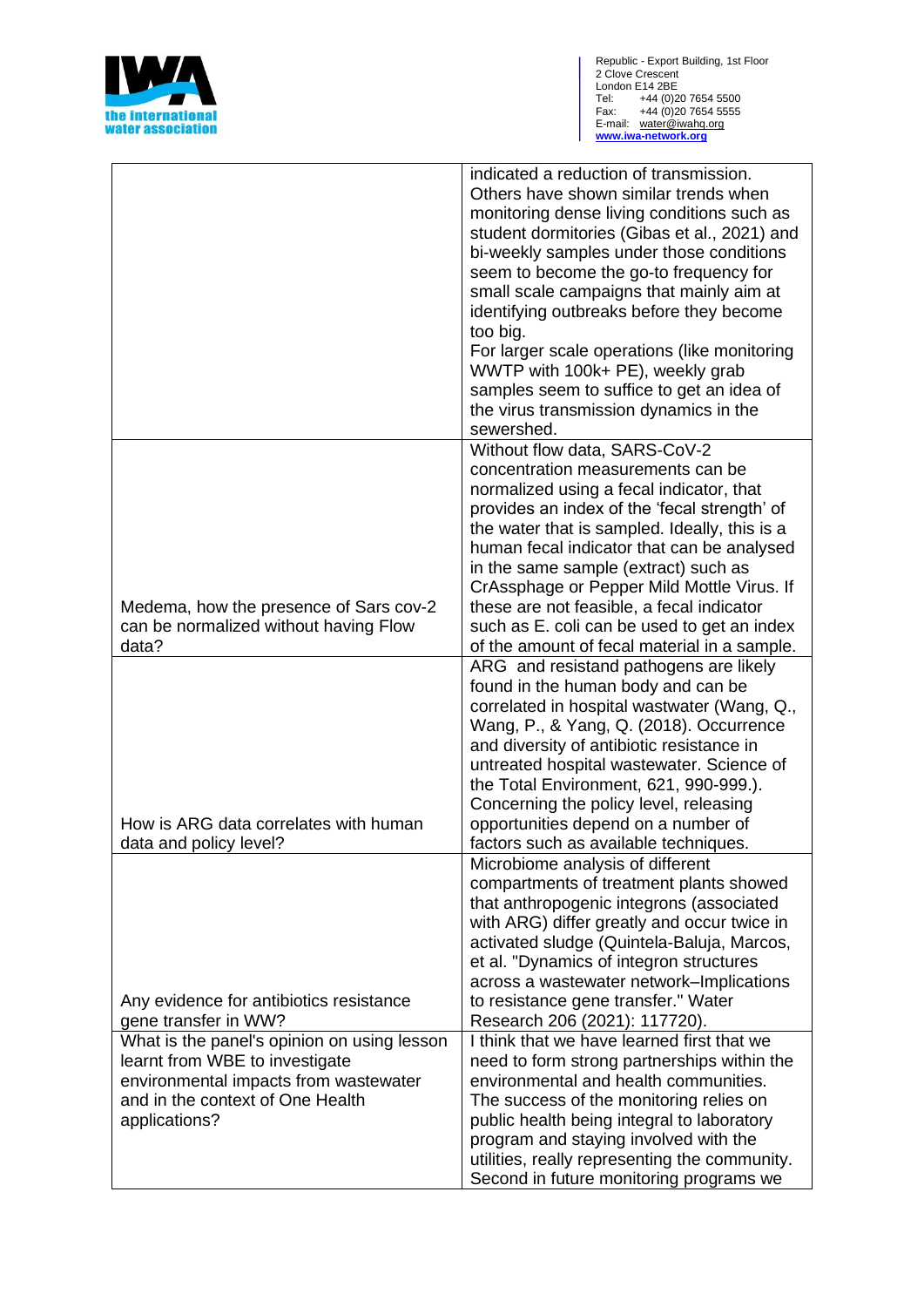| | |
|---|---|
| | indicated a reduction of transmission. Others have shown similar trends when monitoring dense living conditions such as student dormitories (Gibas et al., 2021) and bi-weekly samples under those conditions seem to become the go-to frequency for small scale campaigns that mainly aim at identifying outbreaks before they become too big.<br>For larger scale operations (like monitoring WWTP with 100k+ PE), weekly grab samples seem to suffice to get an idea of the virus transmission dynamics in the sewershed. |
| Medema, how the presence of Sars cov-2 can be normalized without having Flow data? | Without flow data, SARS-CoV-2 concentration measurements can be normalized using a fecal indicator, that provides an index of the 'fecal strength' of the water that is sampled. Ideally, this is a human fecal indicator that can be analysed in the same sample (extract) such as CrAssphage or Pepper Mild Mottle Virus. If these are not feasible, a fecal indicator such as E. coli can be used to get an index of the amount of fecal material in a sample. |
| How is ARG data correlates with human data and policy level? | ARG and resistand pathogens are likely found in the human body and can be correlated in hospital wastwater (Wang, Q., Wang, P., & Yang, Q. (2018). Occurrence and diversity of antibiotic resistance in untreated hospital wastewater. Science of the Total Environment, 621, 990-999.).<br>Concerning the policy level, releasing opportunities depend on a number of factors such as available techniques. |
| Any evidence for antibiotics resistance gene transfer in WW? | Microbiome analysis of different compartments of treatment plants showed that anthropogenic integrons (associated with ARG) differ greatly and occur twice in activated sludge (Quintela-Baluja, Marcos, et al. "Dynamics of integron structures across a wastewater network–Implications to resistance gene transfer." Water Research 206 (2021): 117720). |
| What is the panel's opinion on using lesson learnt from WBE to investigate environmental impacts from wastewater and in the context of One Health applications? | I think that we have learned first that we need to form strong partnerships within the environmental and health communities. The success of the monitoring relies on public health being integral to laboratory program and staying involved with the utilities, really representing the community. Second in future monitoring programs we |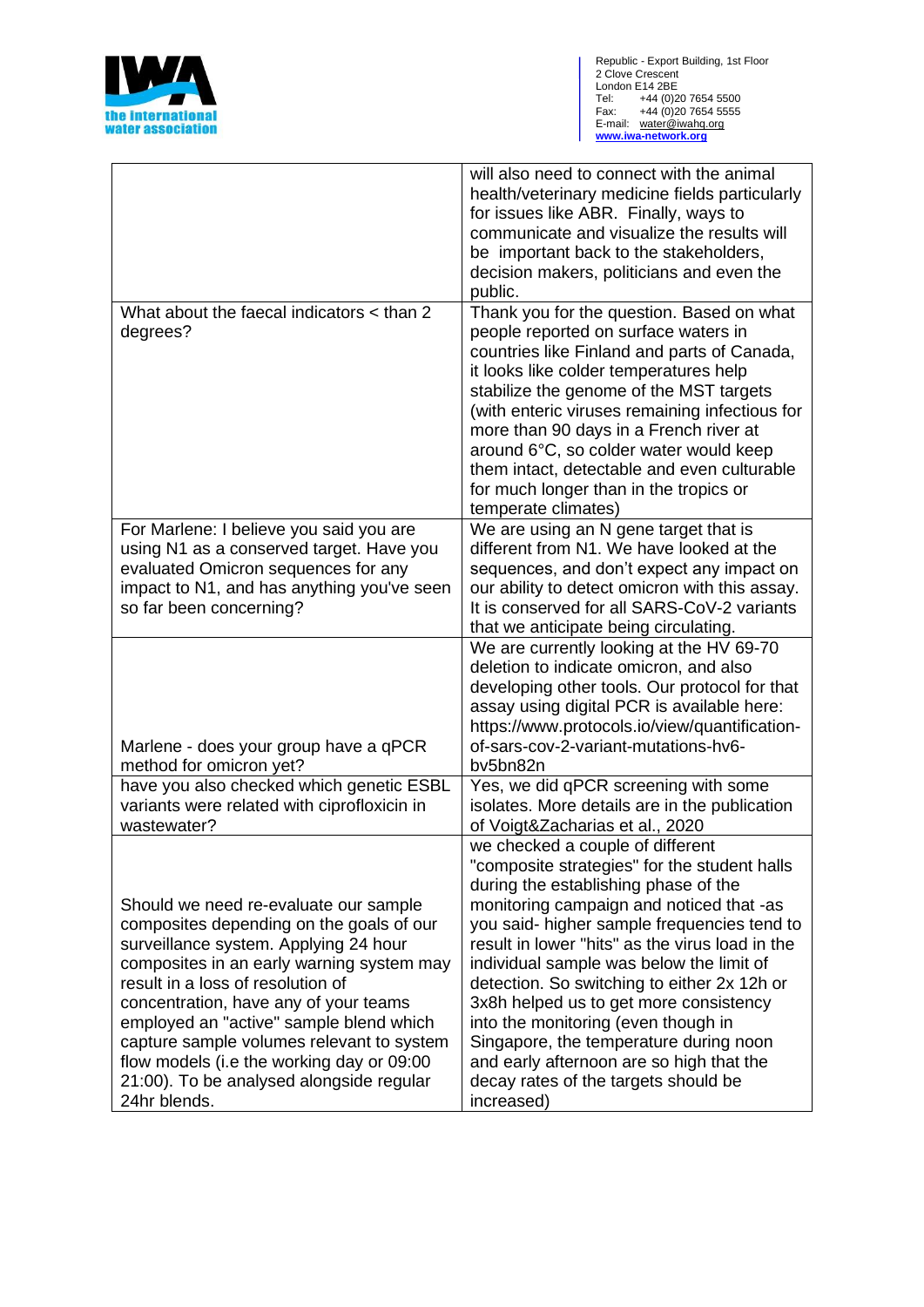| | |
|---|---|
| | will also need to connect with the animal health/veterinary medicine fields particularly for issues like ABR. Finally, ways to communicate and visualize the results will be important back to the stakeholders, decision makers, politicians and even the public. |
| What about the faecal indicators < than 2 degrees? | Thank you for the question. Based on what people reported on surface waters in countries like Finland and parts of Canada, it looks like colder temperatures help stabilize the genome of the MST targets (with enteric viruses remaining infectious for more than 90 days in a French river at around 6°C, so colder water would keep them intact, detectable and even culturable for much longer than in the tropics or temperate climates) |
| For Marlene: I believe you said you are using N1 as a conserved target. Have you evaluated Omicron sequences for any impact to N1, and has anything you've seen so far been concerning? | We are using an N gene target that is different from N1. We have looked at the sequences, and don't expect any impact on our ability to detect omicron with this assay. It is conserved for all SARS-CoV-2 variants that we anticipate being circulating. |
| Marlene - does your group have a qPCR method for omicron yet? | We are currently looking at the HV 69-70 deletion to indicate omicron, and also developing other tools. Our protocol for that assay using digital PCR is available here: https://www.protocols.io/view/quantification-of-sars-cov-2-variant-mutations-hv6-bv5bn82n |
| have you also checked which genetic ESBL variants were related with ciprofloxicin in wastewater? | Yes, we did qPCR screening with some isolates. More details are in the publication of Voigt&Zacharias et al., 2020 |
| Should we need re-evaluate our sample composites depending on the goals of our surveillance system. Applying 24 hour composites in an early warning system may result in a loss of resolution of concentration, have any of your teams employed an "active" sample blend which capture sample volumes relevant to system flow models (i.e the working day or 09:00 21:00). To be analysed alongside regular 24hr blends. | we checked a couple of different "composite strategies" for the student halls during the establishing phase of the monitoring campaign and noticed that -as you said- higher sample frequencies tend to result in lower "hits" as the virus load in the individual sample was below the limit of detection. So switching to either 2x 12h or 3x8h helped us to get more consistency into the monitoring (even though in Singapore, the temperature during noon and early afternoon are so high that the decay rates of the targets should be increased) |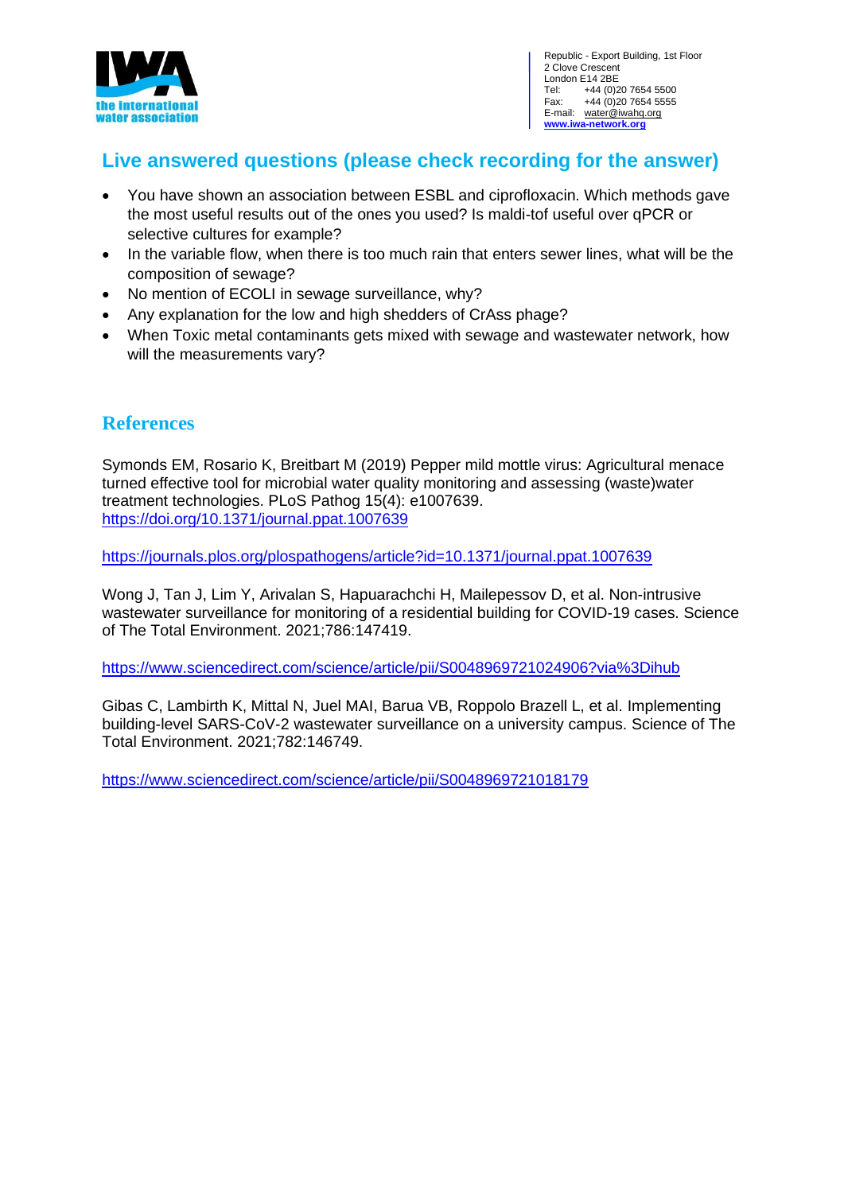## Live answered questions (please check recording for the answer)

- You have shown an association between ESBL and ciprofloxacin. Which methods gave the most useful results out of the ones you used? Is maldi-tof useful over qPCR or selective cultures for example?
- In the variable flow, when there is too much rain that enters sewer lines, what will be the composition of sewage?
- No mention of ECOLI in sewage surveillance, why?
- Any explanation for the low and high shedders of CrAss phage?
- When Toxic metal contaminants gets mixed with sewage and wastewater network, how will the measurements vary?

## References

Symonds EM, Rosario K, Breitbart M (2019) Pepper mild mottle virus: Agricultural menace turned effective tool for microbial water quality monitoring and assessing (waste)water treatment technologies. PLoS Pathog 15(4): e1007639. https://doi.org/10.1371/journal.ppat.1007639

https://journals.plos.org/plospathogens/article?id=10.1371/journal.ppat.1007639

Wong J, Tan J, Lim Y, Arivalan S, Hapuarachchi H, Mailepessov D, et al. Non-intrusive wastewater surveillance for monitoring of a residential building for COVID-19 cases. Science of The Total Environment. 2021;786:147419.

https://www.sciencedirect.com/science/article/pii/S0048969721024906?via%3Dihub

Gibas C, Lambirth K, Mittal N, Juel MAI, Barua VB, Roppolo Brazell L, et al. Implementing building-level SARS-CoV-2 wastewater surveillance on a university campus. Science of The Total Environment. 2021;782:146749.

https://www.sciencedirect.com/science/article/pii/S0048969721018179